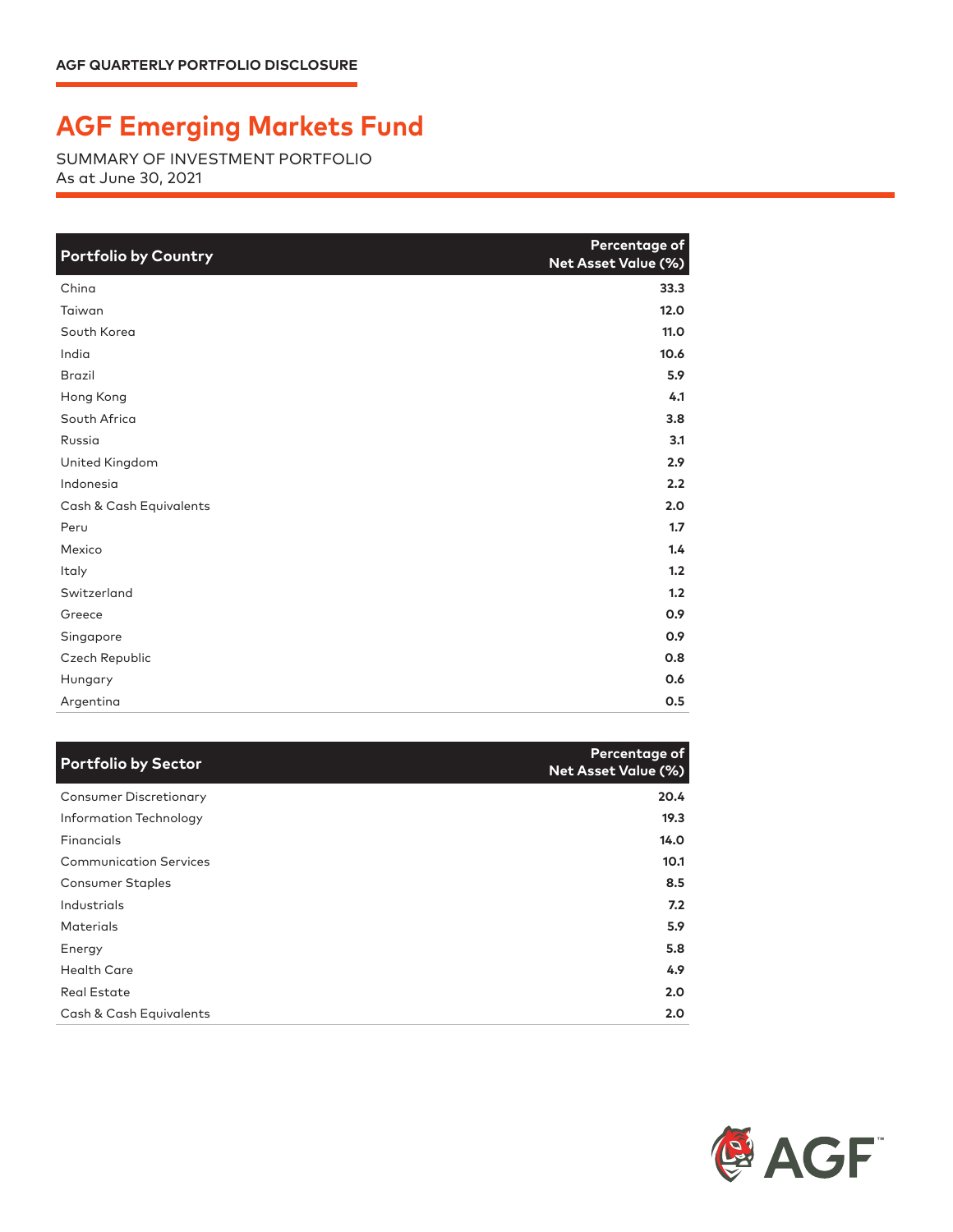AGF QUARTERLY PORTFOLIO DISCLOSURE

# AGF Emerging Markets Fund

SUMMARY OF INVESTMENT PORTFOLIO
As at June 30, 2021

| Portfolio by Country | Percentage of Net Asset Value (%) |
|---|---|
| China | 33.3 |
| Taiwan | 12.0 |
| South Korea | 11.0 |
| India | 10.6 |
| Brazil | 5.9 |
| Hong Kong | 4.1 |
| South Africa | 3.8 |
| Russia | 3.1 |
| United Kingdom | 2.9 |
| Indonesia | 2.2 |
| Cash & Cash Equivalents | 2.0 |
| Peru | 1.7 |
| Mexico | 1.4 |
| Italy | 1.2 |
| Switzerland | 1.2 |
| Greece | 0.9 |
| Singapore | 0.9 |
| Czech Republic | 0.8 |
| Hungary | 0.6 |
| Argentina | 0.5 |

| Portfolio by Sector | Percentage of Net Asset Value (%) |
|---|---|
| Consumer Discretionary | 20.4 |
| Information Technology | 19.3 |
| Financials | 14.0 |
| Communication Services | 10.1 |
| Consumer Staples | 8.5 |
| Industrials | 7.2 |
| Materials | 5.9 |
| Energy | 5.8 |
| Health Care | 4.9 |
| Real Estate | 2.0 |
| Cash & Cash Equivalents | 2.0 |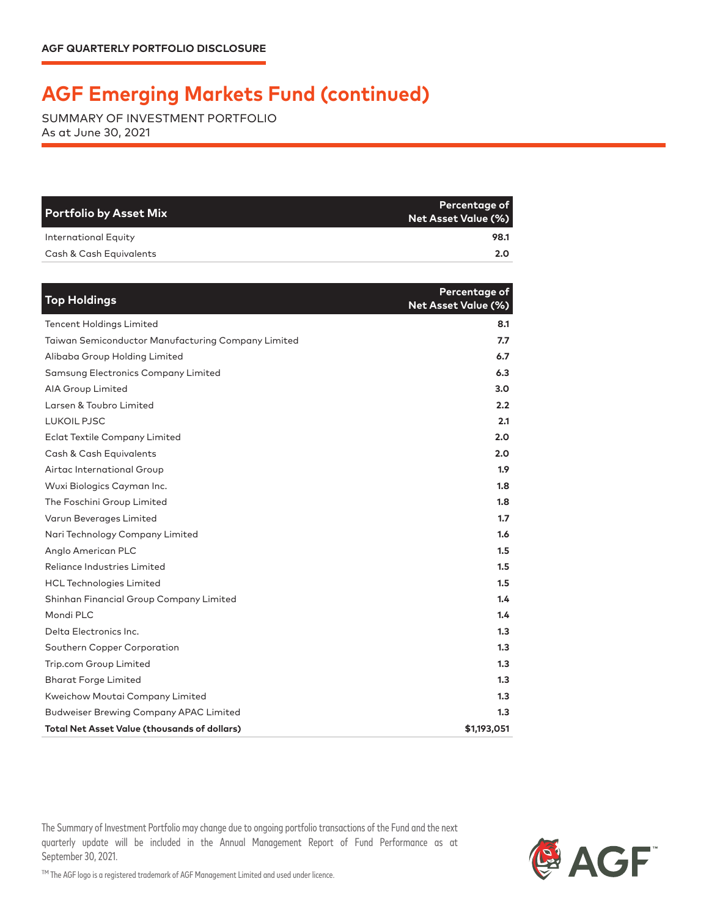**AGF QUARTERLY PORTFOLIO DISCLOSURE**

# AGF Emerging Markets Fund (continued)

SUMMARY OF INVESTMENT PORTFOLIO
As at June 30, 2021

| Portfolio by Asset Mix | Percentage of Net Asset Value (%) |
|---|---|
| International Equity | 98.1 |
| Cash & Cash Equivalents | 2.0 |

| Top Holdings | Percentage of Net Asset Value (%) |
|---|---|
| Tencent Holdings Limited | 8.1 |
| Taiwan Semiconductor Manufacturing Company Limited | 7.7 |
| Alibaba Group Holding Limited | 6.7 |
| Samsung Electronics Company Limited | 6.3 |
| AIA Group Limited | 3.0 |
| Larsen & Toubro Limited | 2.2 |
| LUKOIL PJSC | 2.1 |
| Eclat Textile Company Limited | 2.0 |
| Cash & Cash Equivalents | 2.0 |
| Airtac International Group | 1.9 |
| Wuxi Biologics Cayman Inc. | 1.8 |
| The Foschini Group Limited | 1.8 |
| Varun Beverages Limited | 1.7 |
| Nari Technology Company Limited | 1.6 |
| Anglo American PLC | 1.5 |
| Reliance Industries Limited | 1.5 |
| HCL Technologies Limited | 1.5 |
| Shinhan Financial Group Company Limited | 1.4 |
| Mondi PLC | 1.4 |
| Delta Electronics Inc. | 1.3 |
| Southern Copper Corporation | 1.3 |
| Trip.com Group Limited | 1.3 |
| Bharat Forge Limited | 1.3 |
| Kweichow Moutai Company Limited | 1.3 |
| Budweiser Brewing Company APAC Limited | 1.3 |
| **Total Net Asset Value (thousands of dollars)** | **$1,193,051** |

The Summary of Investment Portfolio may change due to ongoing portfolio transactions of the Fund and the next quarterly update will be included in the Annual Management Report of Fund Performance as at September 30, 2021.

™ The AGF logo is a registered trademark of AGF Management Limited and used under licence.